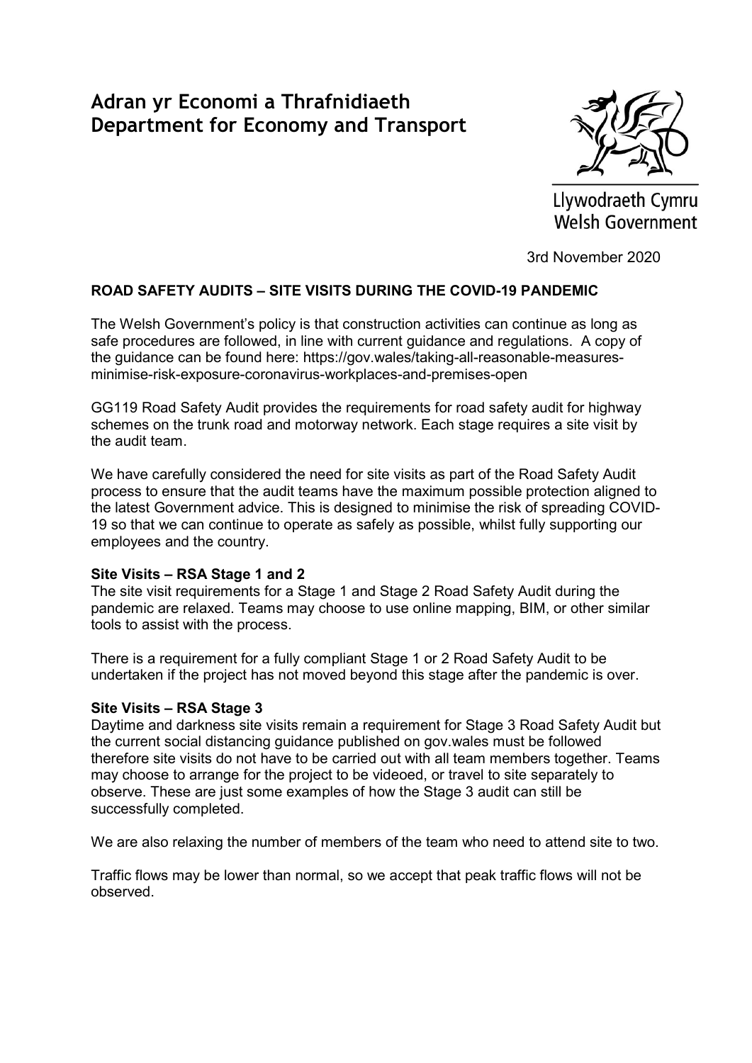**Adran yr Economi a Thrafnidiaeth**
**Department for Economy and Transport**

Llywodraeth Cymru
Welsh Government

3rd November 2020

## ROAD SAFETY AUDITS – SITE VISITS DURING THE COVID-19 PANDEMIC

The Welsh Government's policy is that construction activities can continue as long as safe procedures are followed, in line with current guidance and regulations. A copy of the guidance can be found here: https://gov.wales/taking-all-reasonable-measures-minimise-risk-exposure-coronavirus-workplaces-and-premises-open

GG119 Road Safety Audit provides the requirements for road safety audit for highway schemes on the trunk road and motorway network. Each stage requires a site visit by the audit team.

We have carefully considered the need for site visits as part of the Road Safety Audit process to ensure that the audit teams have the maximum possible protection aligned to the latest Government advice. This is designed to minimise the risk of spreading COVID-19 so that we can continue to operate as safely as possible, whilst fully supporting our employees and the country.

### Site Visits – RSA Stage 1 and 2

The site visit requirements for a Stage 1 and Stage 2 Road Safety Audit during the pandemic are relaxed. Teams may choose to use online mapping, BIM, or other similar tools to assist with the process.

There is a requirement for a fully compliant Stage 1 or 2 Road Safety Audit to be undertaken if the project has not moved beyond this stage after the pandemic is over.

### Site Visits – RSA Stage 3

Daytime and darkness site visits remain a requirement for Stage 3 Road Safety Audit but the current social distancing guidance published on gov.wales must be followed therefore site visits do not have to be carried out with all team members together. Teams may choose to arrange for the project to be videoed, or travel to site separately to observe. These are just some examples of how the Stage 3 audit can still be successfully completed.

We are also relaxing the number of members of the team who need to attend site to two.

Traffic flows may be lower than normal, so we accept that peak traffic flows will not be observed.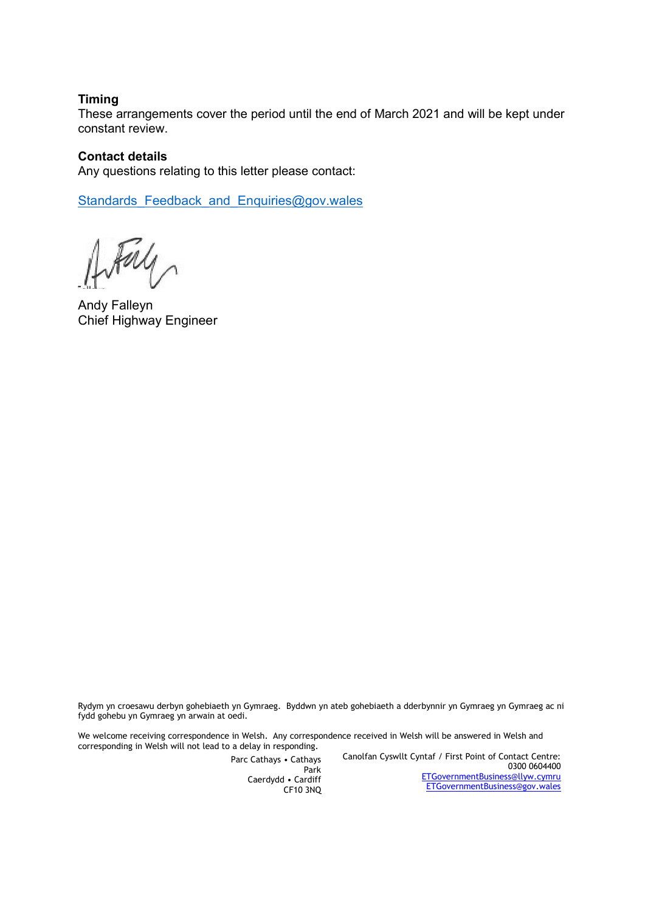**Timing**
These arrangements cover the period until the end of March 2021 and will be kept under constant review.

**Contact details**
Any questions relating to this letter please contact:

Standards_Feedback_and_Enquiries@gov.wales

Andy Falleyn
Chief Highway Engineer

Rydym yn croesawu derbyn gohebiaeth yn Gymraeg. Byddwn yn ateb gohebiaeth a dderbynnir yn Gymraeg yn Gymraeg ac ni fydd gohebu yn Gymraeg yn arwain at oedi.

We welcome receiving correspondence in Welsh. Any correspondence received in Welsh will be answered in Welsh and corresponding in Welsh will not lead to a delay in responding.

Parc Cathays • Cathays Park
Caerdydd • Cardiff
CF10 3NQ

Canolfan Cyswllt Cyntaf / First Point of Contact Centre:
0300 0604400
ETGovernmentBusiness@llyw.cymru
ETGovernmentBusiness@gov.wales